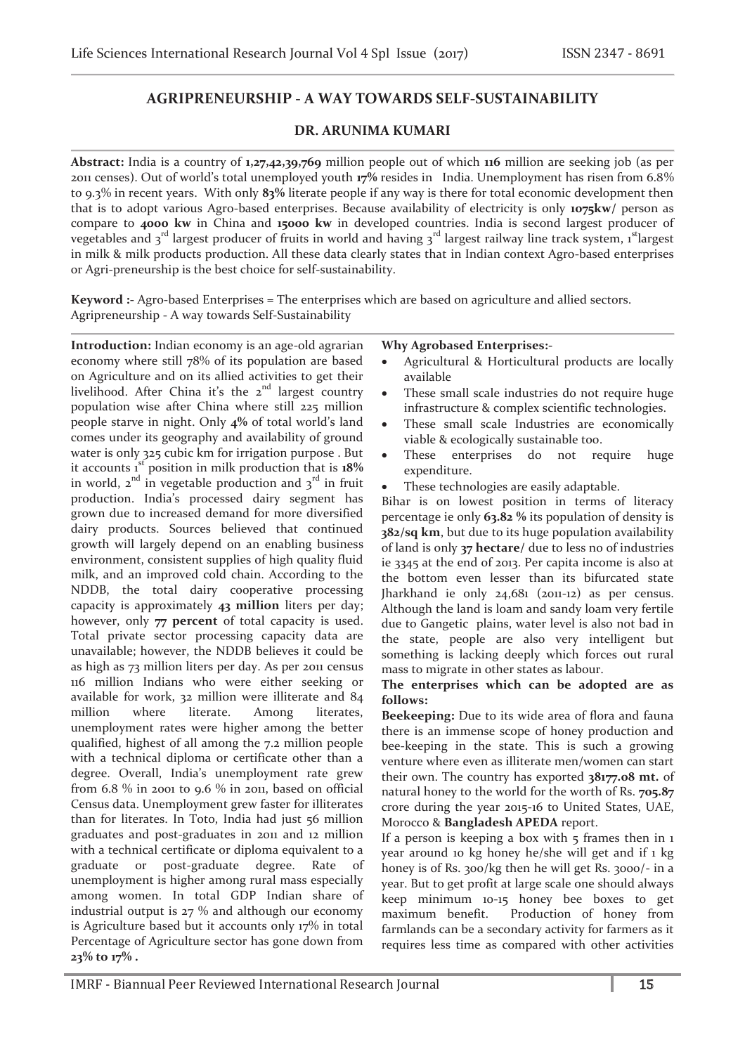# AGRIPRENEURSHIP - A WAY TOWARDS SELF-SUSTAINABILITY

**DR. ARUNIMA KUMARI**

**Abstract:** India is a country of **1,27,42,39,769** million people out of which **116** million are seeking job (as per 2011 censes). Out of world's total unemployed youth **17%** resides in India. Unemployment has risen from 6.8% to 9.3% in recent years. With only **83%** literate people if any way is there for total economic development then that is to adopt various Agro-based enterprises. Because availability of electricity is only **1075kw/** person as compare to **4000 kw** in China and **15000 kw** in developed countries. India is second largest producer of vegetables and 3rd largest producer of fruits in world and having 3rd largest railway line track system, 1st largest in milk & milk products production. All these data clearly states that in Indian context Agro-based enterprises or Agri-preneurship is the best choice for self-sustainability.

**Keyword :-** Agro-based Enterprises = The enterprises which are based on agriculture and allied sectors. Agripreneurship - A way towards Self-Sustainability

**Introduction:** Indian economy is an age-old agrarian economy where still 78% of its population are based on Agriculture and on its allied activities to get their livelihood. After China it's the 2nd largest country population wise after China where still 225 million people starve in night. Only **4%** of total world's land comes under its geography and availability of ground water is only 325 cubic km for irrigation purpose . But it accounts 1st position in milk production that is **18%** in world, 2nd in vegetable production and 3rd in fruit production. India's processed dairy segment has grown due to increased demand for more diversified dairy products. Sources believed that continued growth will largely depend on an enabling business environment, consistent supplies of high quality fluid milk, and an improved cold chain. According to the NDDB, the total dairy cooperative processing capacity is approximately **43 million** liters per day; however, only **77 percent** of total capacity is used. Total private sector processing capacity data are unavailable; however, the NDDB believes it could be as high as 73 million liters per day. As per 2011 census 116 million Indians who were either seeking or available for work, 32 million were illiterate and 84 million where literate. Among literates, unemployment rates were higher among the better qualified, highest of all among the 7.2 million people with a technical diploma or certificate other than a degree. Overall, India's unemployment rate grew from 6.8 % in 2001 to 9.6 % in 2011, based on official Census data. Unemployment grew faster for illiterates than for literates. In Toto, India had just 56 million graduates and post-graduates in 2011 and 12 million with a technical certificate or diploma equivalent to a graduate or post-graduate degree. Rate of unemployment is higher among rural mass especially among women. In total GDP Indian share of industrial output is 27 % and although our economy is Agriculture based but it accounts only 17% in total Percentage of Agriculture sector has gone down from **23% to 17% .**

**Why Agrobased Enterprises:-**

- Agricultural & Horticultural products are locally available
- These small scale industries do not require huge infrastructure & complex scientific technologies.
- These small scale Industries are economically viable & ecologically sustainable too.
- These enterprises do not require huge expenditure.
- These technologies are easily adaptable.

Bihar is on lowest position in terms of literacy percentage ie only **63.82 %** its population of density is **382/sq km**, but due to its huge population availability of land is only **37 hectare/** due to less no of industries ie 3345 at the end of 2013. Per capita income is also at the bottom even lesser than its bifurcated state Jharkhand ie only 24,681 (2011-12) as per census. Although the land is loam and sandy loam very fertile due to Gangetic plains, water level is also not bad in the state, people are also very intelligent but something is lacking deeply which forces out rural mass to migrate in other states as labour.

**The enterprises which can be adopted are as follows:**

**Beekeeping:** Due to its wide area of flora and fauna there is an immense scope of honey production and bee-keeping in the state. This is such a growing venture where even as illiterate men/women can start their own. The country has exported **38177.08 mt.** of natural honey to the world for the worth of Rs. **705.87** crore during the year 2015-16 to United States, UAE, Morocco & **Bangladesh APEDA** report.

If a person is keeping a box with 5 frames then in 1 year around 10 kg honey he/she will get and if 1 kg honey is of Rs. 300/kg then he will get Rs. 3000/- in a year. But to get profit at large scale one should always keep minimum 10-15 honey bee boxes to get maximum benefit. Production of honey from farmlands can be a secondary activity for farmers as it requires less time as compared with other activities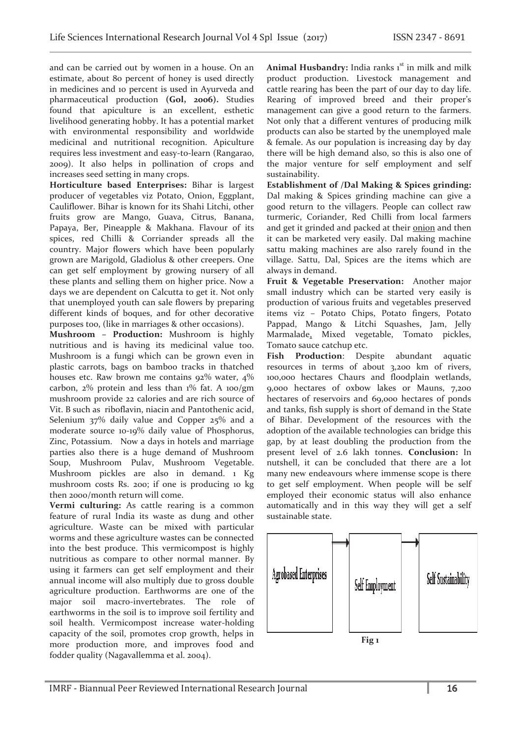and can be carried out by women in a house. On an estimate, about 80 percent of honey is used directly in medicines and 10 percent is used in Ayurveda and pharmaceutical production **(GoI, 2006).** Studies found that apiculture is an excellent, esthetic livelihood generating hobby. It has a potential market with environmental responsibility and worldwide medicinal and nutritional recognition. Apiculture requires less investment and easy-to-learn (Rangarao, 2009). It also helps in pollination of crops and increases seed setting in many crops.

**Horticulture based Enterprises:** Bihar is largest producer of vegetables viz Potato, Onion, Eggplant, Cauliflower. Bihar is known for its Shahi Litchi, other fruits grow are Mango, Guava, Citrus, Banana, Papaya, Ber, Pineapple & Makhana. Flavour of its spices, red Chilli & Corriander spreads all the country. Major flowers which have been popularly grown are Marigold, Gladiolus & other creepers. One can get self employment by growing nursery of all these plants and selling them on higher price. Now a days we are dependent on Calcutta to get it. Not only that unemployed youth can sale flowers by preparing different kinds of boques, and for other decorative purposes too, (like in marriages & other occasions).

**Mushroom – Production:** Mushroom is highly nutritious and is having its medicinal value too. Mushroom is a fungi which can be grown even in plastic carrots, bags on bamboo tracks in thatched houses etc. Raw brown me contains 92% water, 4% carbon, 2% protein and less than 1% fat. A 100/gm mushroom provide 22 calories and are rich source of Vit. B such as riboflavin, niacin and Pantothenic acid, Selenium 37% daily value and Copper 25% and a moderate source 10-19% daily value of Phosphorus, Zinc, Potassium. Now a days in hotels and marriage parties also there is a huge demand of Mushroom Soup, Mushroom Pulav, Mushroom Vegetable. Mushroom pickles are also in demand. 1 Kg mushroom costs Rs. 200; if one is producing 10 kg then 2000/month return will come.

**Vermi culturing:** As cattle rearing is a common feature of rural India its waste as dung and other agriculture. Waste can be mixed with particular worms and these agriculture wastes can be connected into the best produce. This vermicompost is highly nutritious as compare to other normal manner. By using it farmers can get self employment and their annual income will also multiply due to gross double agriculture production. Earthworms are one of the major soil macro-invertebrates. The role of earthworms in the soil is to improve soil fertility and soil health. Vermicompost increase water-holding capacity of the soil, promotes crop growth, helps in more production more, and improves food and fodder quality (Nagavallemma et al. 2004).

**Animal Husbandry:** India ranks 1st in milk and milk product production. Livestock management and cattle rearing has been the part of our day to day life. Rearing of improved breed and their proper's management can give a good return to the farmers. Not only that a different ventures of producing milk products can also be started by the unemployed male & female. As our population is increasing day by day there will be high demand also, so this is also one of the major venture for self employment and self sustainability.

**Establishment of /Dal Making & Spices grinding:** Dal making & Spices grinding machine can give a good return to the villagers. People can collect raw turmeric, Coriander, Red Chilli from local farmers and get it grinded and packed at their onion and then it can be marketed very easily. Dal making machine sattu making machines are also rarely found in the village. Sattu, Dal, Spices are the items which are always in demand.

**Fruit & Vegetable Preservation:** Another major small industry which can be started very easily is production of various fruits and vegetables preserved items viz – Potato Chips, Potato fingers, Potato Pappad, Mango & Litchi Squashes, Jam, Jelly Marmalade, Mixed vegetable, Tomato pickles, Tomato sauce catchup etc.

**Fish Production**: Despite abundant aquatic resources in terms of about 3,200 km of rivers, 100,000 hectares Chaurs and floodplain wetlands, 9,000 hectares of oxbow lakes or Mauns, 7,200 hectares of reservoirs and 69,000 hectares of ponds and tanks, fish supply is short of demand in the State of Bihar. Development of the resources with the adoption of the available technologies can bridge this gap, by at least doubling the production from the present level of 2.6 lakh tonnes.

**Conclusion:** In nutshell, it can be concluded that there are a lot many new endeavours where immense scope is there to get self employment. When people will be self employed their economic status will also enhance automatically and in this way they will get a self sustainable state.

Agrobased Enterprises → Self Employment → Self Sustainability

**Fig 1**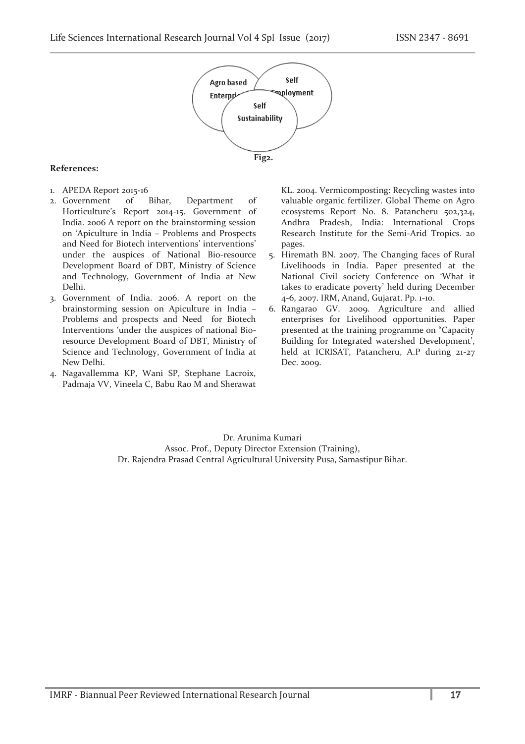Agro based Enterprise

Self Employment

Self Sustainability

**Fig2.**

**References:**

1. APEDA Report 2015-16
2. Government of Bihar, Department of Horticulture's Report 2014-15. Government of India. 2006 A report on the brainstorming session on 'Apiculture in India – Problems and Prospects and Need for Biotech interventions' interventions' under the auspices of National Bio-resource Development Board of DBT, Ministry of Science and Technology, Government of India at New Delhi.
3. Government of India. 2006. A report on the brainstorming session on Apiculture in India – Problems and prospects and Need for Biotech Interventions 'under the auspices of national Bio-resource Development Board of DBT, Ministry of Science and Technology, Government of India at New Delhi.
4. Nagavallemma KP, Wani SP, Stephane Lacroix, Padmaja VV, Vineela C, Babu Rao M and Sherawat KL. 2004. Vermicomposting: Recycling wastes into valuable organic fertilizer. Global Theme on Agro ecosystems Report No. 8. Patancheru 502,324, Andhra Pradesh, India: International Crops Research Institute for the Semi-Arid Tropics. 20 pages.
5. Hiremath BN. 2007. The Changing faces of Rural Livelihoods in India. Paper presented at the National Civil society Conference on 'What it takes to eradicate poverty' held during December 4-6, 2007. IRM, Anand, Gujarat. Pp. 1-10.
6. Rangarao GV. 2009. Agriculture and allied enterprises for Livelihood opportunities. Paper presented at the training programme on "Capacity Building for Integrated watershed Development', held at ICRISAT, Patancheru, A.P during 21-27 Dec. 2009.

Dr. Arunima Kumari
Assoc. Prof., Deputy Director Extension (Training),
Dr. Rajendra Prasad Central Agricultural University Pusa, Samastipur Bihar.